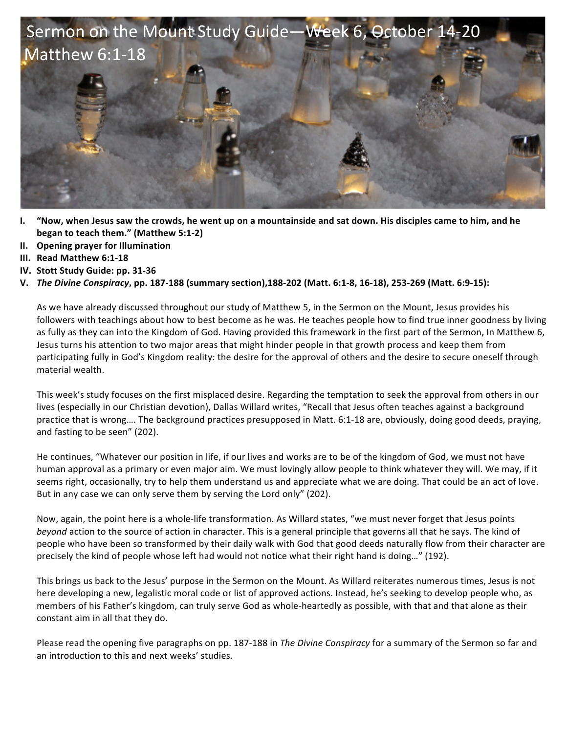# Sermon on the Mount Study Guide—Week 6, October 14-20
## Matthew 6:1-18

I. **"Now, when Jesus saw the crowds, he went up on a mountainside and sat down. His disciples came to him, and he began to teach them." (Matthew 5:1-2)**
II. **Opening prayer for Illumination**
III. **Read Matthew 6:1-18**
IV. **Stott Study Guide: pp. 31-36**
V. ***The Divine Conspiracy*, pp. 187-188 (summary section),188-202 (Matt. 6:1-8, 16-18), 253-269 (Matt. 6:9-15):**

As we have already discussed throughout our study of Matthew 5, in the Sermon on the Mount, Jesus provides his followers with teachings about how to best become as he was. He teaches people how to find true inner goodness by living as fully as they can into the Kingdom of God. Having provided this framework in the first part of the Sermon, In Matthew 6, Jesus turns his attention to two major areas that might hinder people in that growth process and keep them from participating fully in God's Kingdom reality: the desire for the approval of others and the desire to secure oneself through material wealth.

This week's study focuses on the first misplaced desire. Regarding the temptation to seek the approval from others in our lives (especially in our Christian devotion), Dallas Willard writes, "Recall that Jesus often teaches against a background practice that is wrong…. The background practices presupposed in Matt. 6:1-18 are, obviously, doing good deeds, praying, and fasting to be seen" (202).

He continues, "Whatever our position in life, if our lives and works are to be of the kingdom of God, we must not have human approval as a primary or even major aim. We must lovingly allow people to think whatever they will. We may, if it seems right, occasionally, try to help them understand us and appreciate what we are doing. That could be an act of love. But in any case we can only serve them by serving the Lord only" (202).

Now, again, the point here is a whole-life transformation. As Willard states, "we must never forget that Jesus points *beyond* action to the source of action in character. This is a general principle that governs all that he says. The kind of people who have been so transformed by their daily walk with God that good deeds naturally flow from their character are precisely the kind of people whose left had would not notice what their right hand is doing…" (192).

This brings us back to the Jesus' purpose in the Sermon on the Mount. As Willard reiterates numerous times, Jesus is not here developing a new, legalistic moral code or list of approved actions. Instead, he's seeking to develop people who, as members of his Father's kingdom, can truly serve God as whole-heartedly as possible, with that and that alone as their constant aim in all that they do.

Please read the opening five paragraphs on pp. 187-188 in *The Divine Conspiracy* for a summary of the Sermon so far and an introduction to this and next weeks' studies.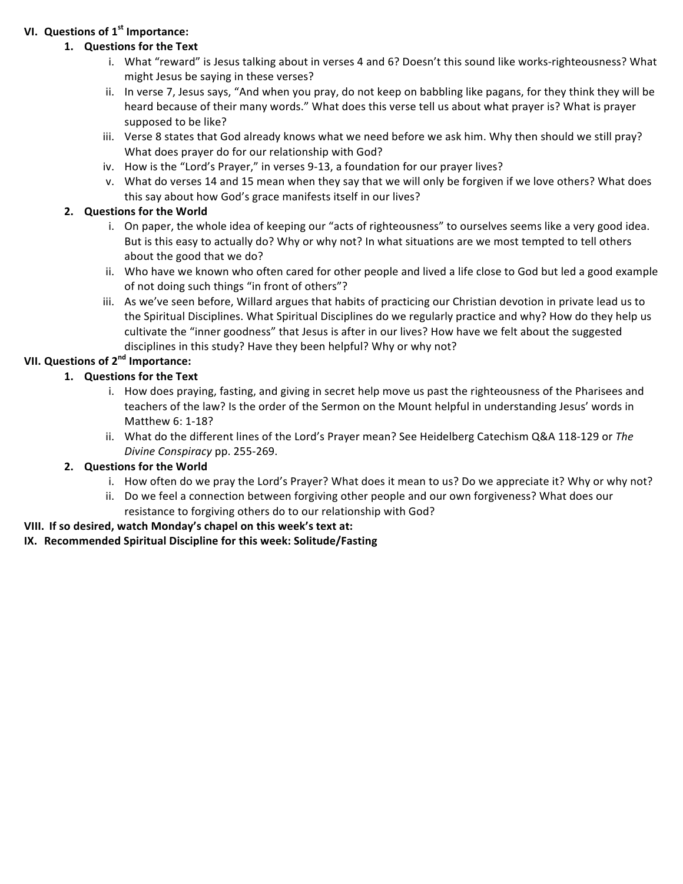## VI. Questions of 1st Importance:

### 1. Questions for the Text

i. What "reward" is Jesus talking about in verses 4 and 6? Doesn't this sound like works-righteousness? What might Jesus be saying in these verses?

ii. In verse 7, Jesus says, "And when you pray, do not keep on babbling like pagans, for they think they will be heard because of their many words." What does this verse tell us about what prayer is? What is prayer supposed to be like?

iii. Verse 8 states that God already knows what we need before we ask him. Why then should we still pray? What does prayer do for our relationship with God?

iv. How is the "Lord's Prayer," in verses 9-13, a foundation for our prayer lives?

v. What do verses 14 and 15 mean when they say that we will only be forgiven if we love others? What does this say about how God's grace manifests itself in our lives?

### 2. Questions for the World

i. On paper, the whole idea of keeping our "acts of righteousness" to ourselves seems like a very good idea. But is this easy to actually do? Why or why not? In what situations are we most tempted to tell others about the good that we do?

ii. Who have we known who often cared for other people and lived a life close to God but led a good example of not doing such things "in front of others"?

iii. As we've seen before, Willard argues that habits of practicing our Christian devotion in private lead us to the Spiritual Disciplines. What Spiritual Disciplines do we regularly practice and why? How do they help us cultivate the "inner goodness" that Jesus is after in our lives? How have we felt about the suggested disciplines in this study? Have they been helpful? Why or why not?

## VII. Questions of 2nd Importance:

### 1. Questions for the Text

i. How does praying, fasting, and giving in secret help move us past the righteousness of the Pharisees and teachers of the law? Is the order of the Sermon on the Mount helpful in understanding Jesus' words in Matthew 6: 1-18?

ii. What do the different lines of the Lord's Prayer mean? See Heidelberg Catechism Q&A 118-129 or *The Divine Conspiracy* pp. 255-269.

### 2. Questions for the World

i. How often do we pray the Lord's Prayer? What does it mean to us? Do we appreciate it? Why or why not?

ii. Do we feel a connection between forgiving other people and our own forgiveness? What does our resistance to forgiving others do to our relationship with God?

## VIII. If so desired, watch Monday's chapel on this week's text at:

## IX. Recommended Spiritual Discipline for this week: Solitude/Fasting